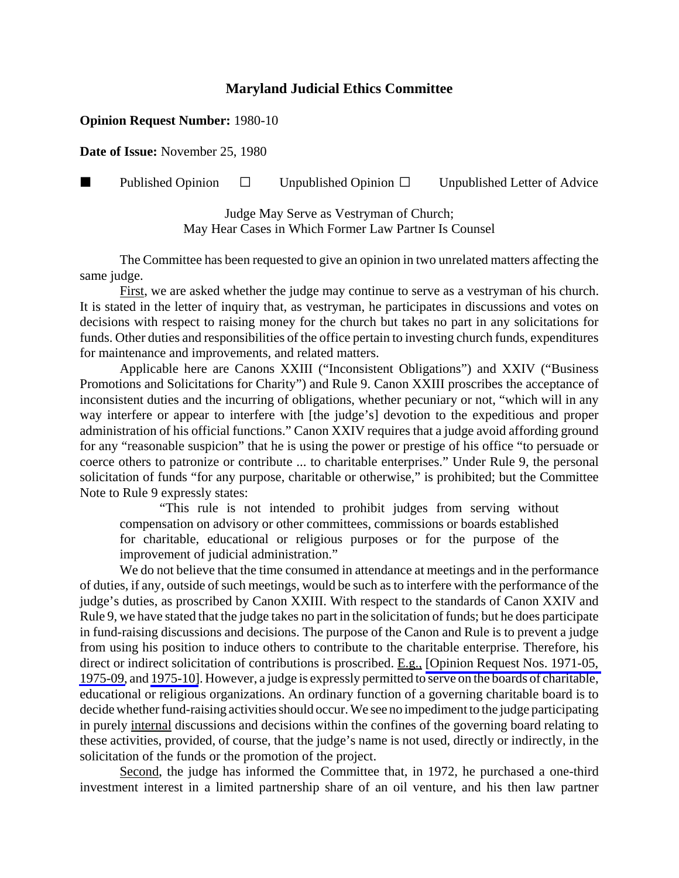# Maryland Judicial Ethics Committee

**Opinion Request Number:** 1980-10

**Date of Issue:** November 25, 1980

■ Published Opinion ☐ Unpublished Opinion ☐ Unpublished Letter of Advice

Judge May Serve as Vestryman of Church;
May Hear Cases in Which Former Law Partner Is Counsel

The Committee has been requested to give an opinion in two unrelated matters affecting the same judge.

First, we are asked whether the judge may continue to serve as a vestryman of his church. It is stated in the letter of inquiry that, as vestryman, he participates in discussions and votes on decisions with respect to raising money for the church but takes no part in any solicitations for funds. Other duties and responsibilities of the office pertain to investing church funds, expenditures for maintenance and improvements, and related matters.

Applicable here are Canons XXIII ("Inconsistent Obligations") and XXIV ("Business Promotions and Solicitations for Charity") and Rule 9. Canon XXIII proscribes the acceptance of inconsistent duties and the incurring of obligations, whether pecuniary or not, "which will in any way interfere or appear to interfere with [the judge's] devotion to the expeditious and proper administration of his official functions." Canon XXIV requires that a judge avoid affording ground for any "reasonable suspicion" that he is using the power or prestige of his office "to persuade or coerce others to patronize or contribute ... to charitable enterprises." Under Rule 9, the personal solicitation of funds "for any purpose, charitable or otherwise," is prohibited; but the Committee Note to Rule 9 expressly states:

> "This rule is not intended to prohibit judges from serving without compensation on advisory or other committees, commissions or boards established for charitable, educational or religious purposes or for the purpose of the improvement of judicial administration."

We do not believe that the time consumed in attendance at meetings and in the performance of duties, if any, outside of such meetings, would be such as to interfere with the performance of the judge's duties, as proscribed by Canon XXIII. With respect to the standards of Canon XXIV and Rule 9, we have stated that the judge takes no part in the solicitation of funds; but he does participate in fund-raising discussions and decisions. The purpose of the Canon and Rule is to prevent a judge from using his position to induce others to contribute to the charitable enterprise. Therefore, his direct or indirect solicitation of contributions is proscribed. E.g., [Opinion Request Nos. 1971-05, 1975-09, and 1975-10]. However, a judge is expressly permitted to serve on the boards of charitable, educational or religious organizations. An ordinary function of a governing charitable board is to decide whether fund-raising activities should occur. We see no impediment to the judge participating in purely internal discussions and decisions within the confines of the governing board relating to these activities, provided, of course, that the judge's name is not used, directly or indirectly, in the solicitation of the funds or the promotion of the project.

Second, the judge has informed the Committee that, in 1972, he purchased a one-third investment interest in a limited partnership share of an oil venture, and his then law partner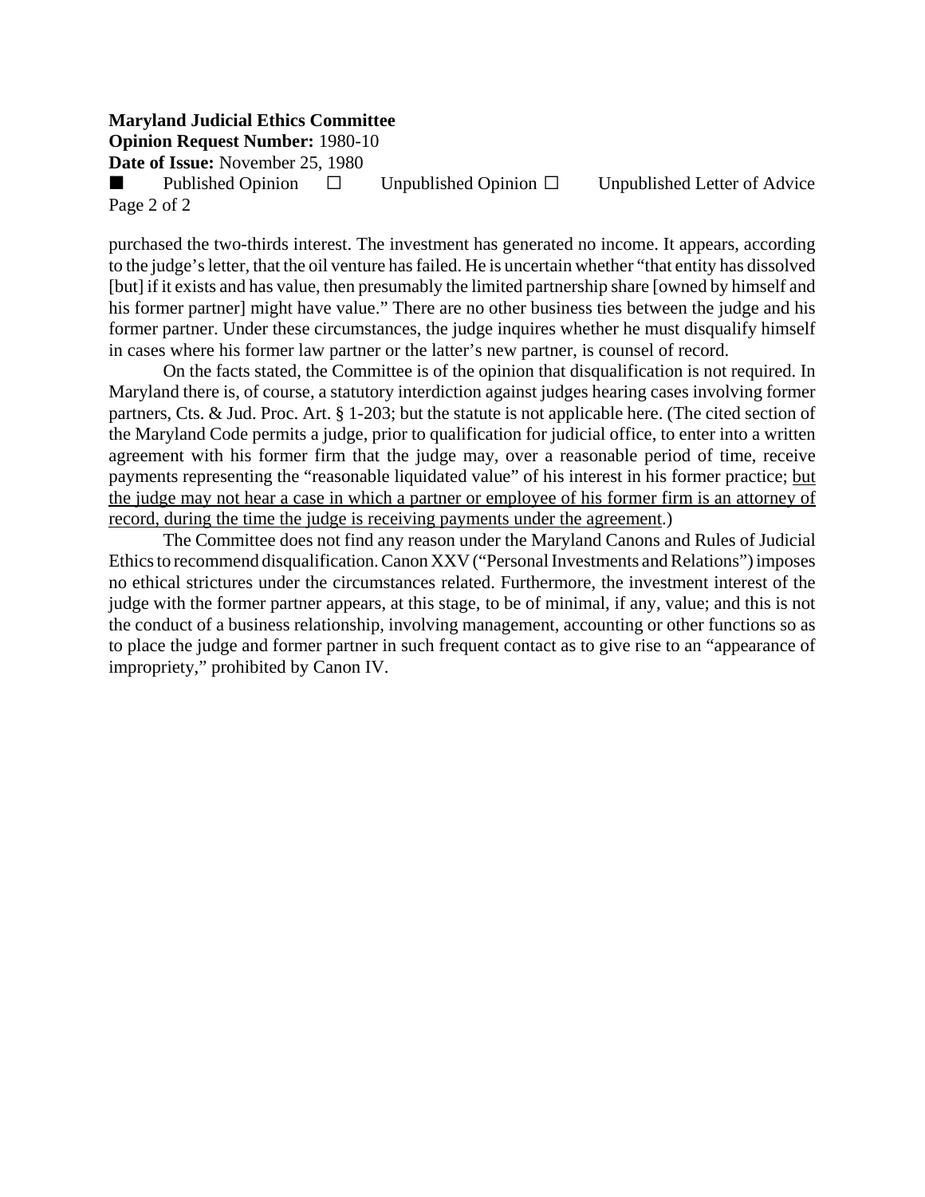purchased the two-thirds interest. The investment has generated no income. It appears, according to the judge's letter, that the oil venture has failed. He is uncertain whether "that entity has dissolved [but] if it exists and has value, then presumably the limited partnership share [owned by himself and his former partner] might have value." There are no other business ties between the judge and his former partner. Under these circumstances, the judge inquires whether he must disqualify himself in cases where his former law partner or the latter's new partner, is counsel of record.

On the facts stated, the Committee is of the opinion that disqualification is not required. In Maryland there is, of course, a statutory interdiction against judges hearing cases involving former partners, Cts. & Jud. Proc. Art. § 1-203; but the statute is not applicable here. (The cited section of the Maryland Code permits a judge, prior to qualification for judicial office, to enter into a written agreement with his former firm that the judge may, over a reasonable period of time, receive payments representing the "reasonable liquidated value" of his interest in his former practice; <u>but the judge may not hear a case in which a partner or employee of his former firm is an attorney of record, during the time the judge is receiving payments under the agreement</u>.)

The Committee does not find any reason under the Maryland Canons and Rules of Judicial Ethics to recommend disqualification. Canon XXV ("Personal Investments and Relations") imposes no ethical strictures under the circumstances related. Furthermore, the investment interest of the judge with the former partner appears, at this stage, to be of minimal, if any, value; and this is not the conduct of a business relationship, involving management, accounting or other functions so as to place the judge and former partner in such frequent contact as to give rise to an "appearance of impropriety," prohibited by Canon IV.